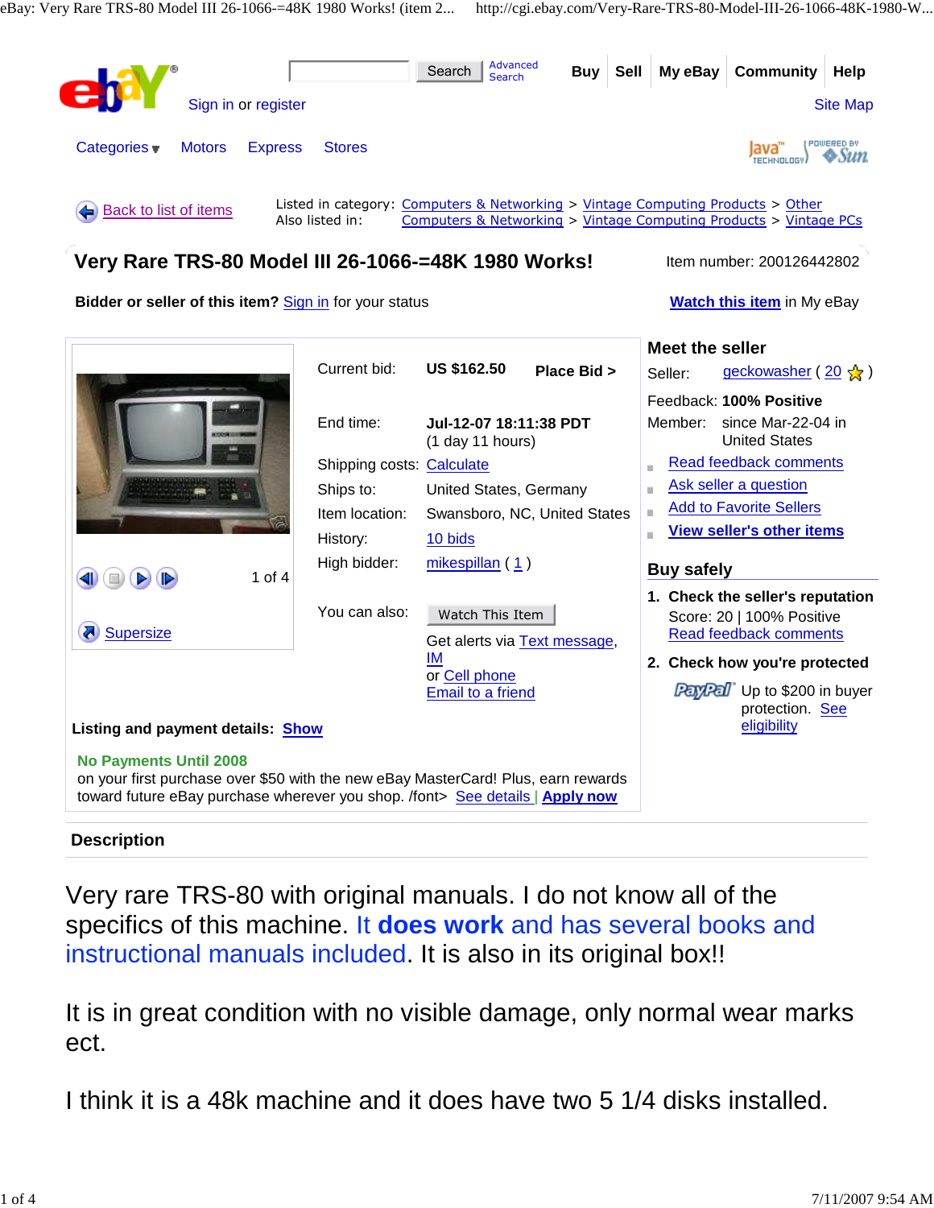Search | Advanced Search

Buy | Sell | My eBay | Community | Help

Sign in or register

Site Map

Categories | Motors | Express | Stores

Back to list of items

Listed in category: Computers & Networking > Vintage Computing Products > Other
Also listed in: Computers & Networking > Vintage Computing Products > Vintage PCs

# Very Rare TRS-80 Model III 26-1066-=48K 1980 Works!

Item number: 200126442802

**Bidder or seller of this item?** Sign in for your status

**Watch this item** in My eBay

1 of 4

Supersize

| | |
|---|---|
| Current bid: | **US $162.50** **Place Bid >** |
| End time: | **Jul-12-07 18:11:38 PDT** (1 day 11 hours) |
| Shipping costs: | Calculate |
| Ships to: | United States, Germany |
| Item location: | Swansboro, NC, United States |
| History: | 10 bids |
| High bidder: | mikespillan ( 1 ) |

You can also: Watch This Item

Get alerts via Text message, IM or Cell phone

Email to a friend

**Listing and payment details:** Show

**No Payments Until 2008**
on your first purchase over $50 with the new eBay MasterCard! Plus, earn rewards toward future eBay purchase wherever you shop. /font> See details | **Apply now**

## Meet the seller

Seller: geckowasher ( 20 )

Feedback: **100% Positive**

Member: since Mar-22-04 in United States

- Read feedback comments
- Ask seller a question
- Add to Favorite Sellers
- **View seller's other items**

## Buy safely

1. **Check the seller's reputation**
   Score: 20 | 100% Positive
   Read feedback comments
2. **Check how you're protected**
   PayPal Up to $200 in buyer protection. See eligibility

## Description

Very rare TRS-80 with original manuals. I do not know all of the specifics of this machine. It **does work** and has several books and instructional manuals included. It is also in its original box!!

It is in great condition with no visible damage, only normal wear marks ect.

I think it is a 48k machine and it does have two 5 1/4 disks installed.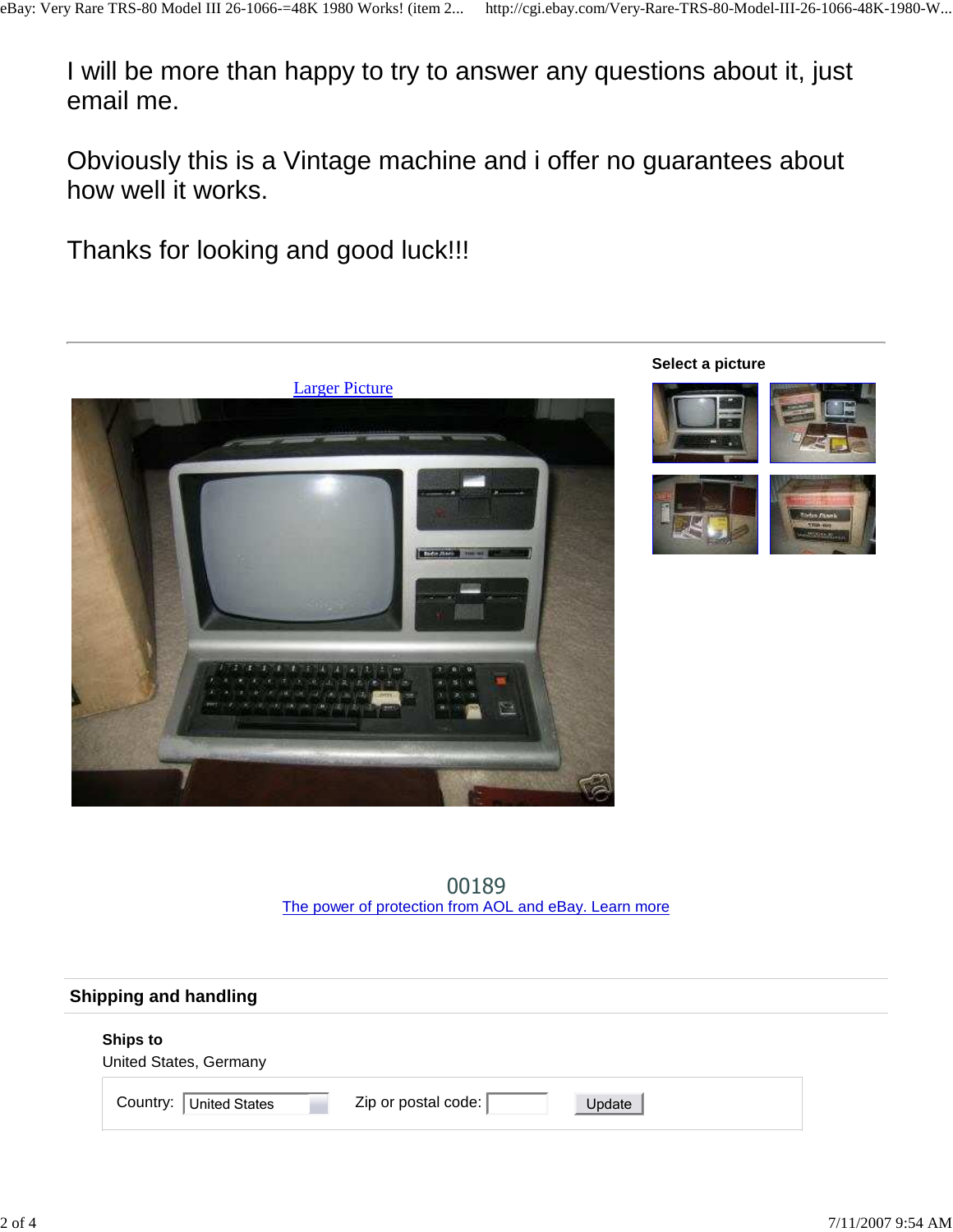I will be more than happy to try to answer any questions about it, just email me.

Obviously this is a Vintage machine and i offer no guarantees about how well it works.

Thanks for looking and good luck!!!

Larger Picture

**Select a picture**

00189

The power of protection from AOL and eBay. Learn more

## Shipping and handling

**Ships to**

United States, Germany

Country: United States Zip or postal code: Update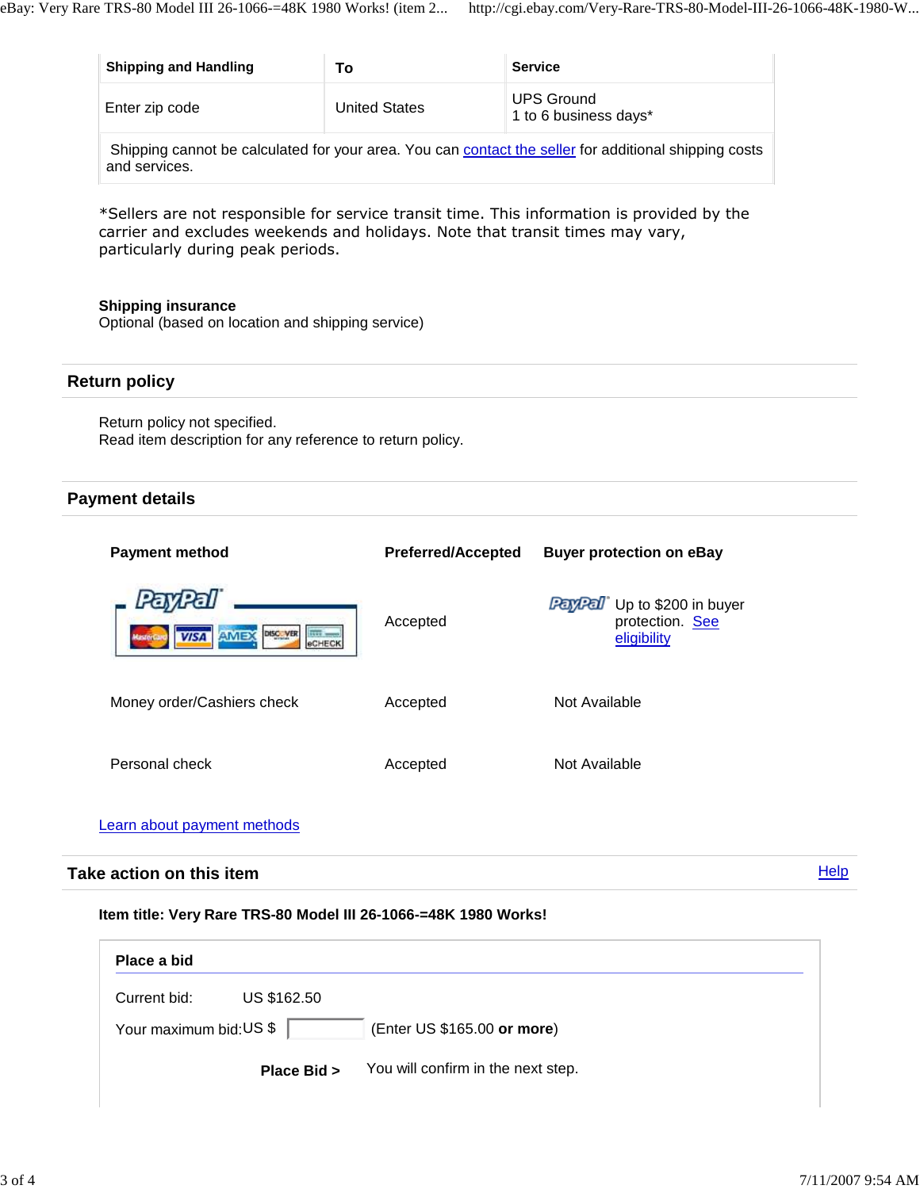| Shipping and Handling | To | Service |
|---|---|---|
| Enter zip code | United States | UPS Ground<br>1 to 6 business days* |

Shipping cannot be calculated for your area. You can contact the seller for additional shipping costs and services.

*Sellers are not responsible for service transit time. This information is provided by the carrier and excludes weekends and holidays. Note that transit times may vary, particularly during peak periods.

**Shipping insurance**
Optional (based on location and shipping service)

## Return policy

Return policy not specified.
Read item description for any reference to return policy.

## Payment details

| Payment method | Preferred/Accepted | Buyer protection on eBay |
|---|---|---|
| PayPal (MasterCard, VISA, AMEX, DISCOVER, eCHECK) | Accepted | PayPal Up to $200 in buyer protection. See eligibility |
| Money order/Cashiers check | Accepted | Not Available |
| Personal check | Accepted | Not Available |

Learn about payment methods

## Take action on this item

Help

**Item title: Very Rare TRS-80 Model III 26-1066-=48K 1980 Works!**

**Place a bid**

Current bid: US $162.50

Your maximum bid: US $ (Enter US $165.00 **or more**)

**Place Bid >** You will confirm in the next step.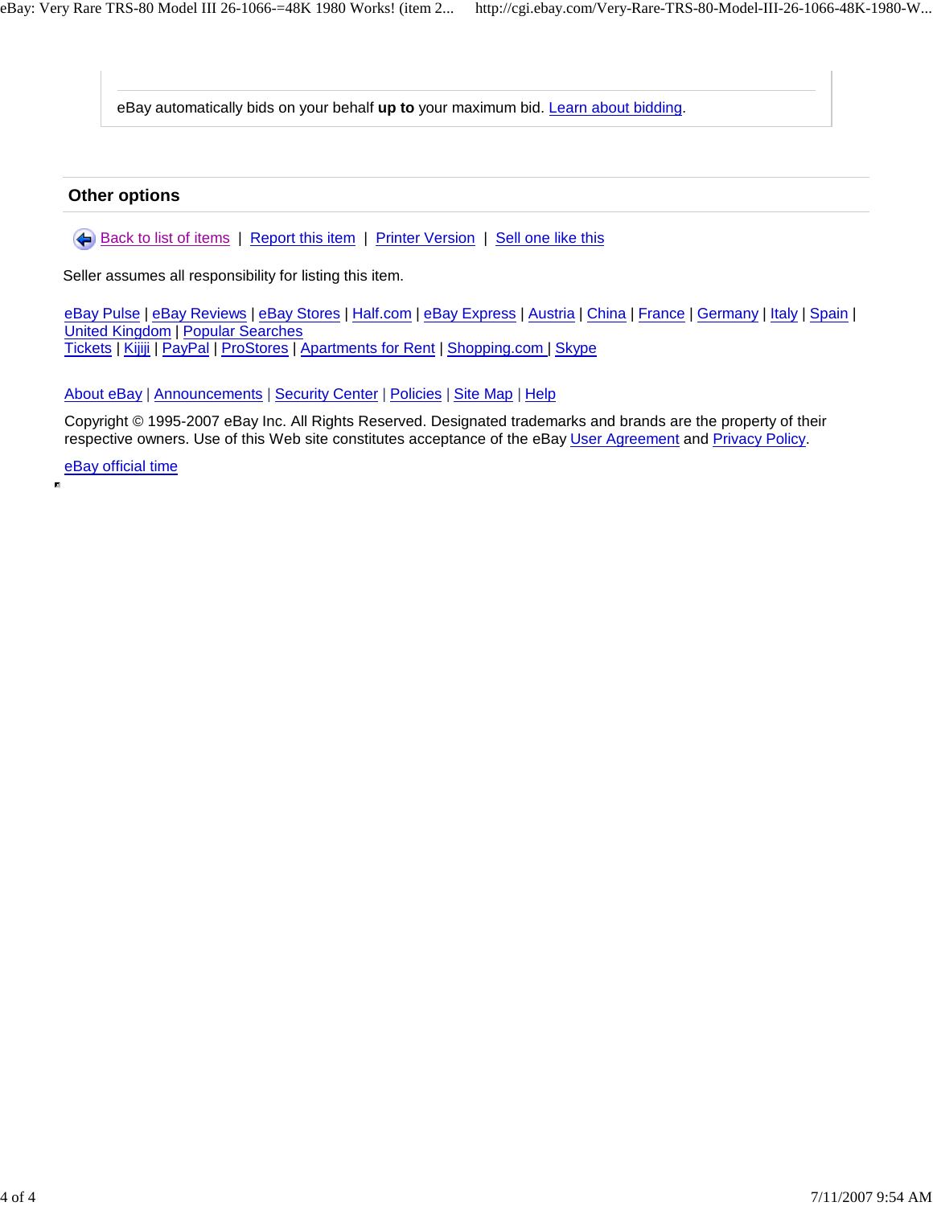eBay automatically bids on your behalf **up to** your maximum bid. Learn about bidding.

## Other options

Back to list of items | Report this item | Printer Version | Sell one like this

Seller assumes all responsibility for listing this item.

eBay Pulse | eBay Reviews | eBay Stores | Half.com | eBay Express | Austria | China | France | Germany | Italy | Spain | United Kingdom | Popular Searches
Tickets | Kijiji | PayPal | ProStores | Apartments for Rent | Shopping.com | Skype

About eBay | Announcements | Security Center | Policies | Site Map | Help

Copyright © 1995-2007 eBay Inc. All Rights Reserved. Designated trademarks and brands are the property of their respective owners. Use of this Web site constitutes acceptance of the eBay User Agreement and Privacy Policy.

eBay official time